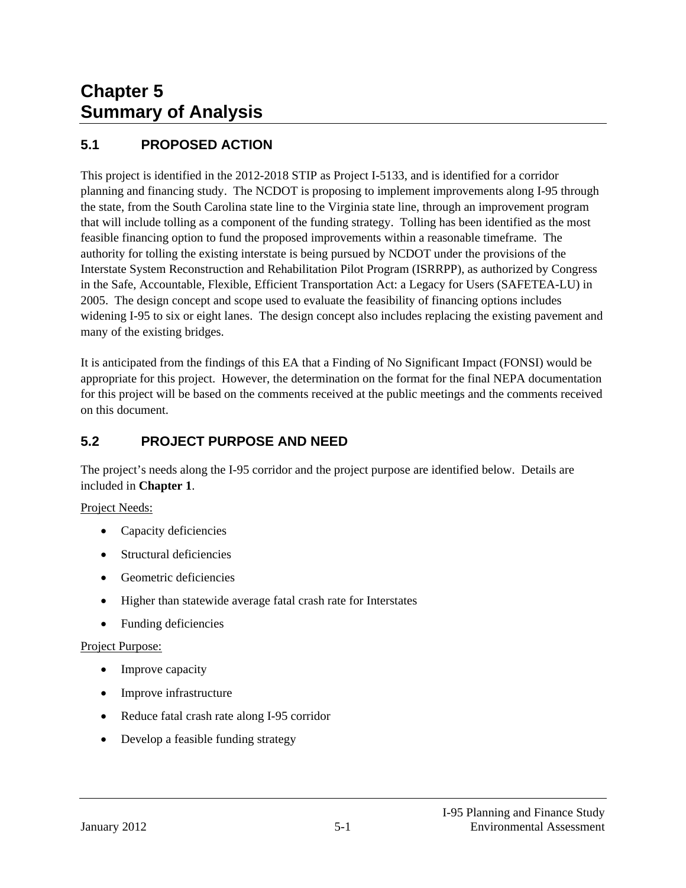# Chapter 5
# Summary of Analysis

## 5.1 PROPOSED ACTION

This project is identified in the 2012-2018 STIP as Project I-5133, and is identified for a corridor planning and financing study. The NCDOT is proposing to implement improvements along I-95 through the state, from the South Carolina state line to the Virginia state line, through an improvement program that will include tolling as a component of the funding strategy. Tolling has been identified as the most feasible financing option to fund the proposed improvements within a reasonable timeframe. The authority for tolling the existing interstate is being pursued by NCDOT under the provisions of the Interstate System Reconstruction and Rehabilitation Pilot Program (ISRRPP), as authorized by Congress in the Safe, Accountable, Flexible, Efficient Transportation Act: a Legacy for Users (SAFETEA-LU) in 2005. The design concept and scope used to evaluate the feasibility of financing options includes widening I-95 to six or eight lanes. The design concept also includes replacing the existing pavement and many of the existing bridges.

It is anticipated from the findings of this EA that a Finding of No Significant Impact (FONSI) would be appropriate for this project. However, the determination on the format for the final NEPA documentation for this project will be based on the comments received at the public meetings and the comments received on this document.

## 5.2 PROJECT PURPOSE AND NEED

The project's needs along the I-95 corridor and the project purpose are identified below. Details are included in **Chapter 1**.

Project Needs:

- Capacity deficiencies
- Structural deficiencies
- Geometric deficiencies
- Higher than statewide average fatal crash rate for Interstates
- Funding deficiencies

Project Purpose:

- Improve capacity
- Improve infrastructure
- Reduce fatal crash rate along I-95 corridor
- Develop a feasible funding strategy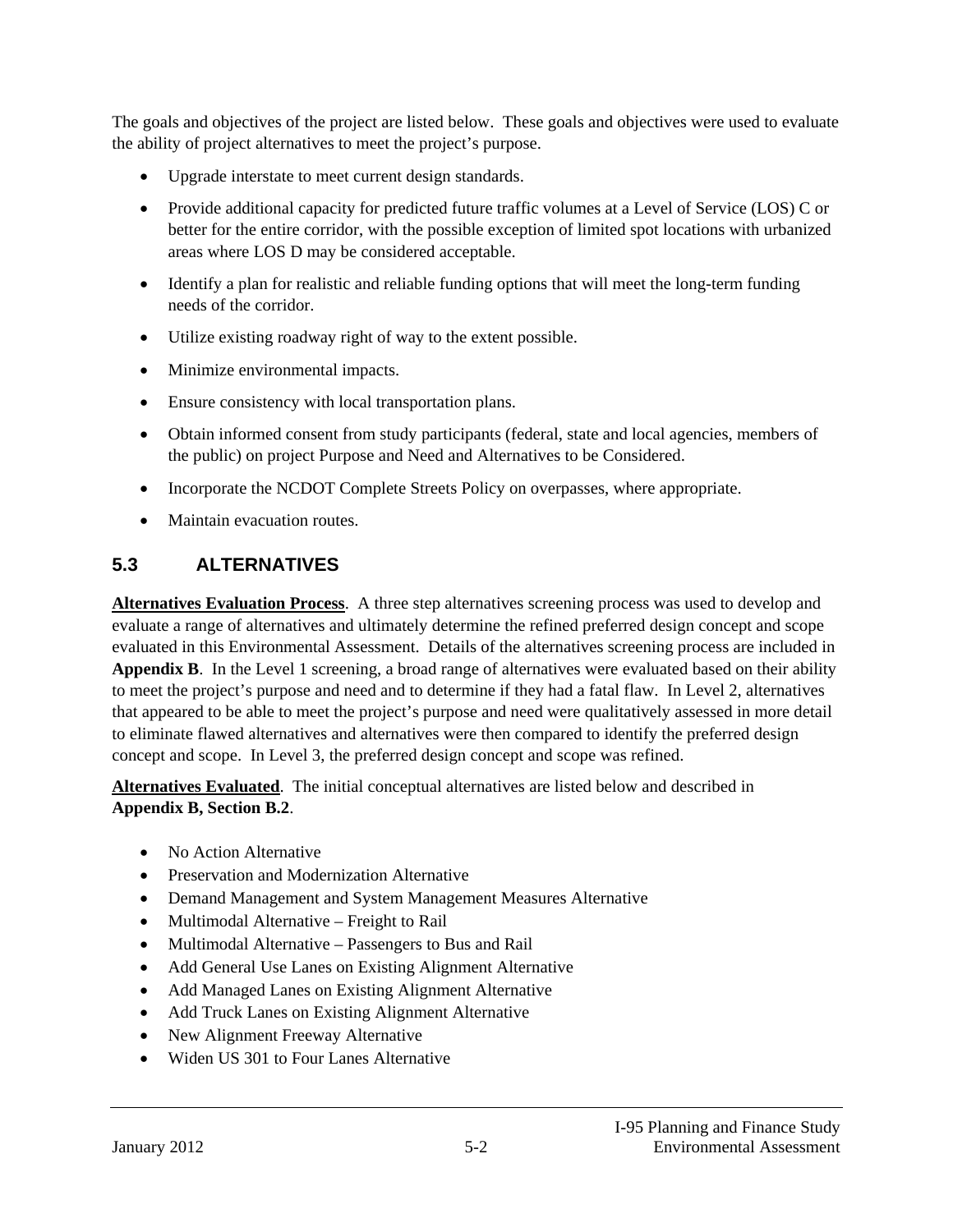The goals and objectives of the project are listed below. These goals and objectives were used to evaluate the ability of project alternatives to meet the project's purpose.

- Upgrade interstate to meet current design standards.
- Provide additional capacity for predicted future traffic volumes at a Level of Service (LOS) C or better for the entire corridor, with the possible exception of limited spot locations with urbanized areas where LOS D may be considered acceptable.
- Identify a plan for realistic and reliable funding options that will meet the long-term funding needs of the corridor.
- Utilize existing roadway right of way to the extent possible.
- Minimize environmental impacts.
- Ensure consistency with local transportation plans.
- Obtain informed consent from study participants (federal, state and local agencies, members of the public) on project Purpose and Need and Alternatives to be Considered.
- Incorporate the NCDOT Complete Streets Policy on overpasses, where appropriate.
- Maintain evacuation routes.

## 5.3 ALTERNATIVES

**Alternatives Evaluation Process**. A three step alternatives screening process was used to develop and evaluate a range of alternatives and ultimately determine the refined preferred design concept and scope evaluated in this Environmental Assessment. Details of the alternatives screening process are included in **Appendix B**. In the Level 1 screening, a broad range of alternatives were evaluated based on their ability to meet the project's purpose and need and to determine if they had a fatal flaw. In Level 2, alternatives that appeared to be able to meet the project's purpose and need were qualitatively assessed in more detail to eliminate flawed alternatives and alternatives were then compared to identify the preferred design concept and scope. In Level 3, the preferred design concept and scope was refined.

**Alternatives Evaluated**. The initial conceptual alternatives are listed below and described in **Appendix B, Section B.2**.

- No Action Alternative
- Preservation and Modernization Alternative
- Demand Management and System Management Measures Alternative
- Multimodal Alternative – Freight to Rail
- Multimodal Alternative – Passengers to Bus and Rail
- Add General Use Lanes on Existing Alignment Alternative
- Add Managed Lanes on Existing Alignment Alternative
- Add Truck Lanes on Existing Alignment Alternative
- New Alignment Freeway Alternative
- Widen US 301 to Four Lanes Alternative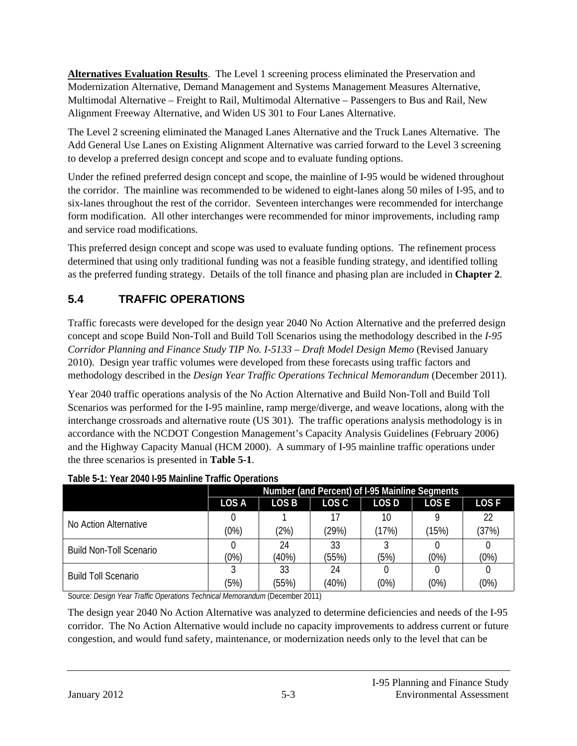**Alternatives Evaluation Results**. The Level 1 screening process eliminated the Preservation and Modernization Alternative, Demand Management and Systems Management Measures Alternative, Multimodal Alternative – Freight to Rail, Multimodal Alternative – Passengers to Bus and Rail, New Alignment Freeway Alternative, and Widen US 301 to Four Lanes Alternative.

The Level 2 screening eliminated the Managed Lanes Alternative and the Truck Lanes Alternative. The Add General Use Lanes on Existing Alignment Alternative was carried forward to the Level 3 screening to develop a preferred design concept and scope and to evaluate funding options.

Under the refined preferred design concept and scope, the mainline of I-95 would be widened throughout the corridor. The mainline was recommended to be widened to eight-lanes along 50 miles of I-95, and to six-lanes throughout the rest of the corridor. Seventeen interchanges were recommended for interchange form modification. All other interchanges were recommended for minor improvements, including ramp and service road modifications.

This preferred design concept and scope was used to evaluate funding options. The refinement process determined that using only traditional funding was not a feasible funding strategy, and identified tolling as the preferred funding strategy. Details of the toll finance and phasing plan are included in **Chapter 2**.

## 5.4 TRAFFIC OPERATIONS

Traffic forecasts were developed for the design year 2040 No Action Alternative and the preferred design concept and scope Build Non-Toll and Build Toll Scenarios using the methodology described in the *I-95 Corridor Planning and Finance Study TIP No. I-5133 – Draft Model Design Memo* (Revised January 2010). Design year traffic volumes were developed from these forecasts using traffic factors and methodology described in the *Design Year Traffic Operations Technical Memorandum* (December 2011).

Year 2040 traffic operations analysis of the No Action Alternative and Build Non-Toll and Build Toll Scenarios was performed for the I-95 mainline, ramp merge/diverge, and weave locations, along with the interchange crossroads and alternative route (US 301). The traffic operations analysis methodology is in accordance with the NCDOT Congestion Management's Capacity Analysis Guidelines (February 2006) and the Highway Capacity Manual (HCM 2000). A summary of I-95 mainline traffic operations under the three scenarios is presented in **Table 5-1**.

**Table 5-1: Year 2040 I-95 Mainline Traffic Operations**

| | Number (and Percent) of I-95 Mainline Segments | | | | | |
|---|---|---|---|---|---|---|
| | LOS A | LOS B | LOS C | LOS D | LOS E | LOS F |
| No Action Alternative | 0 (0%) | 1 (2%) | 17 (29%) | 10 (17%) | 9 (15%) | 22 (37%) |
| Build Non-Toll Scenario | 0 (0%) | 24 (40%) | 33 (55%) | 3 (5%) | 0 (0%) | 0 (0%) |
| Build Toll Scenario | 3 (5%) | 33 (55%) | 24 (40%) | 0 (0%) | 0 (0%) | 0 (0%) |

Source: *Design Year Traffic Operations Technical Memorandum* (December 2011)

The design year 2040 No Action Alternative was analyzed to determine deficiencies and needs of the I-95 corridor. The No Action Alternative would include no capacity improvements to address current or future congestion, and would fund safety, maintenance, or modernization needs only to the level that can be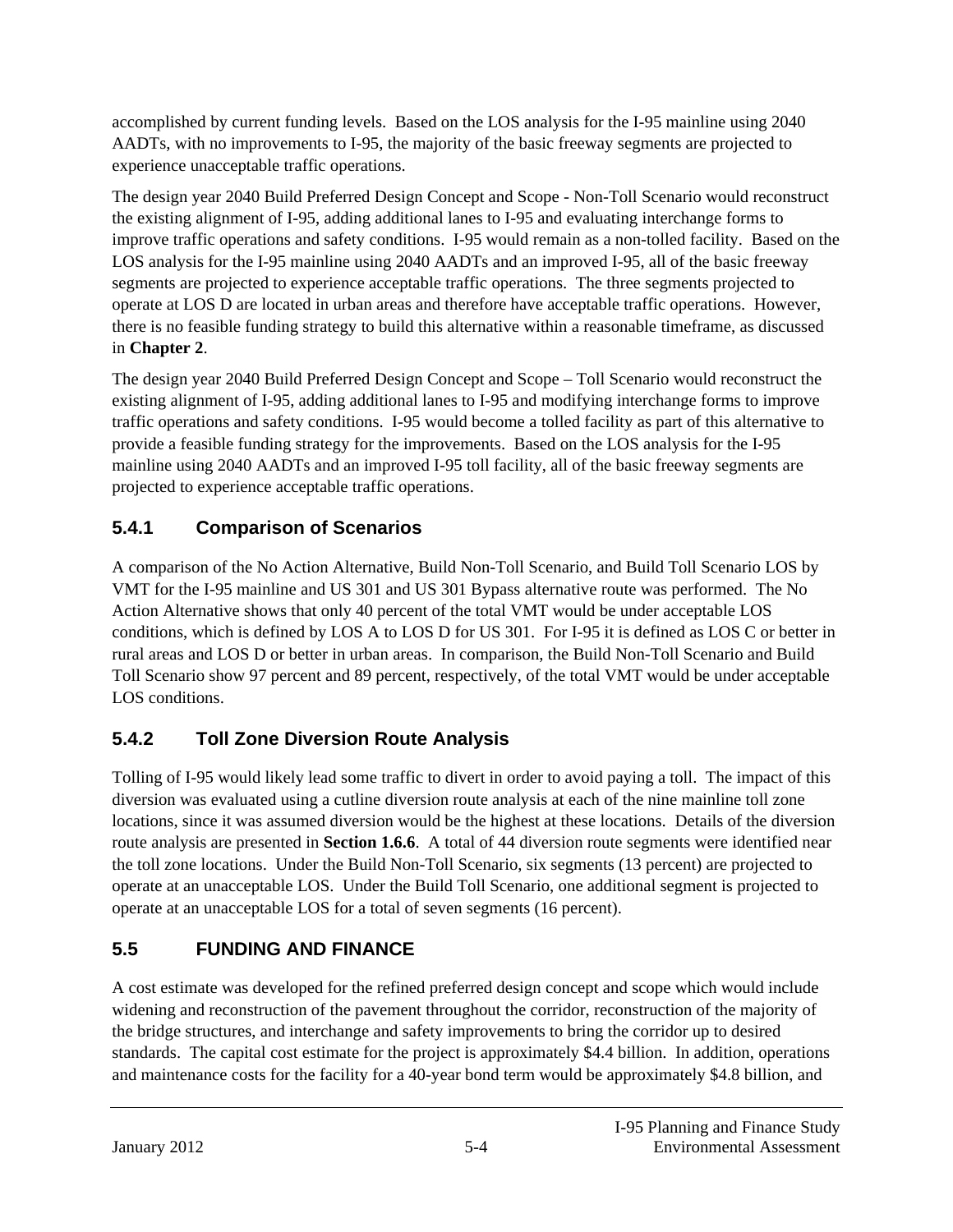accomplished by current funding levels. Based on the LOS analysis for the I-95 mainline using 2040 AADTs, with no improvements to I-95, the majority of the basic freeway segments are projected to experience unacceptable traffic operations.

The design year 2040 Build Preferred Design Concept and Scope - Non-Toll Scenario would reconstruct the existing alignment of I-95, adding additional lanes to I-95 and evaluating interchange forms to improve traffic operations and safety conditions. I-95 would remain as a non-tolled facility. Based on the LOS analysis for the I-95 mainline using 2040 AADTs and an improved I-95, all of the basic freeway segments are projected to experience acceptable traffic operations. The three segments projected to operate at LOS D are located in urban areas and therefore have acceptable traffic operations. However, there is no feasible funding strategy to build this alternative within a reasonable timeframe, as discussed in **Chapter 2**.

The design year 2040 Build Preferred Design Concept and Scope – Toll Scenario would reconstruct the existing alignment of I-95, adding additional lanes to I-95 and modifying interchange forms to improve traffic operations and safety conditions. I-95 would become a tolled facility as part of this alternative to provide a feasible funding strategy for the improvements. Based on the LOS analysis for the I-95 mainline using 2040 AADTs and an improved I-95 toll facility, all of the basic freeway segments are projected to experience acceptable traffic operations.

### 5.4.1 Comparison of Scenarios

A comparison of the No Action Alternative, Build Non-Toll Scenario, and Build Toll Scenario LOS by VMT for the I-95 mainline and US 301 and US 301 Bypass alternative route was performed. The No Action Alternative shows that only 40 percent of the total VMT would be under acceptable LOS conditions, which is defined by LOS A to LOS D for US 301. For I-95 it is defined as LOS C or better in rural areas and LOS D or better in urban areas. In comparison, the Build Non-Toll Scenario and Build Toll Scenario show 97 percent and 89 percent, respectively, of the total VMT would be under acceptable LOS conditions.

### 5.4.2 Toll Zone Diversion Route Analysis

Tolling of I-95 would likely lead some traffic to divert in order to avoid paying a toll. The impact of this diversion was evaluated using a cutline diversion route analysis at each of the nine mainline toll zone locations, since it was assumed diversion would be the highest at these locations. Details of the diversion route analysis are presented in **Section 1.6.6**. A total of 44 diversion route segments were identified near the toll zone locations. Under the Build Non-Toll Scenario, six segments (13 percent) are projected to operate at an unacceptable LOS. Under the Build Toll Scenario, one additional segment is projected to operate at an unacceptable LOS for a total of seven segments (16 percent).

## 5.5 FUNDING AND FINANCE

A cost estimate was developed for the refined preferred design concept and scope which would include widening and reconstruction of the pavement throughout the corridor, reconstruction of the majority of the bridge structures, and interchange and safety improvements to bring the corridor up to desired standards. The capital cost estimate for the project is approximately $4.4 billion. In addition, operations and maintenance costs for the facility for a 40-year bond term would be approximately $4.8 billion, and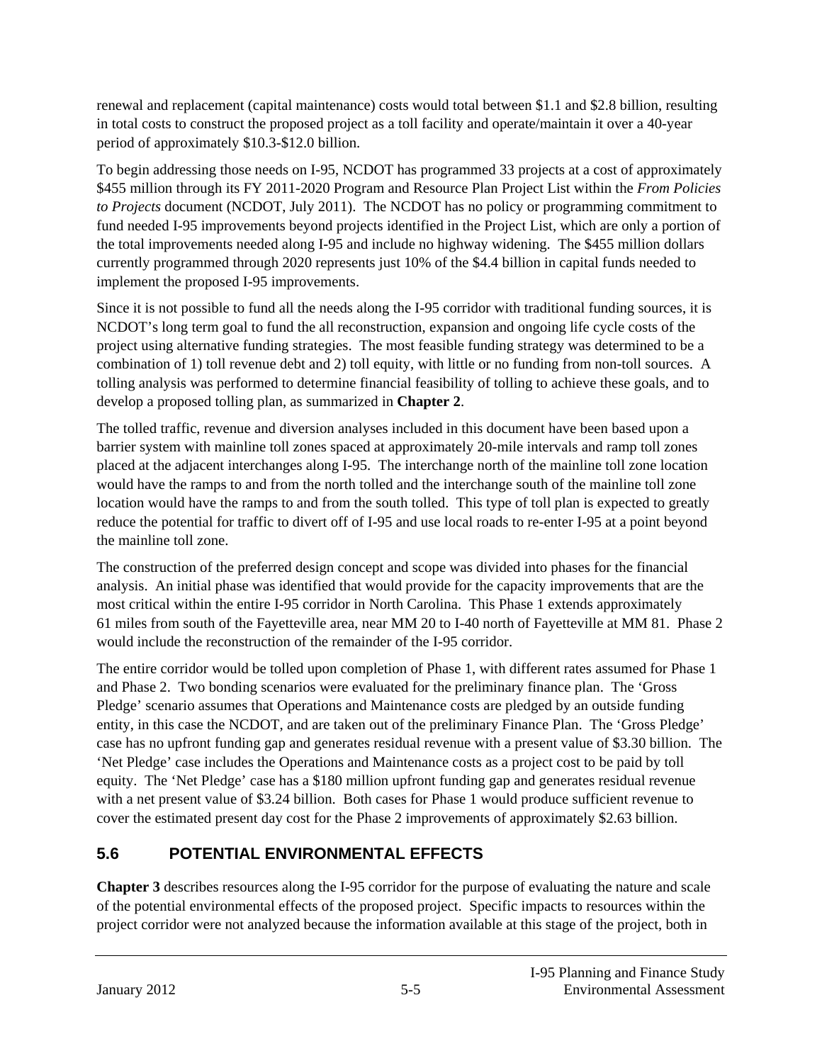renewal and replacement (capital maintenance) costs would total between $1.1 and $2.8 billion, resulting in total costs to construct the proposed project as a toll facility and operate/maintain it over a 40-year period of approximately $10.3-$12.0 billion.

To begin addressing those needs on I-95, NCDOT has programmed 33 projects at a cost of approximately $455 million through its FY 2011-2020 Program and Resource Plan Project List within the *From Policies to Projects* document (NCDOT, July 2011). The NCDOT has no policy or programming commitment to fund needed I-95 improvements beyond projects identified in the Project List, which are only a portion of the total improvements needed along I-95 and include no highway widening. The $455 million dollars currently programmed through 2020 represents just 10% of the $4.4 billion in capital funds needed to implement the proposed I-95 improvements.

Since it is not possible to fund all the needs along the I-95 corridor with traditional funding sources, it is NCDOT's long term goal to fund the all reconstruction, expansion and ongoing life cycle costs of the project using alternative funding strategies. The most feasible funding strategy was determined to be a combination of 1) toll revenue debt and 2) toll equity, with little or no funding from non-toll sources. A tolling analysis was performed to determine financial feasibility of tolling to achieve these goals, and to develop a proposed tolling plan, as summarized in **Chapter 2**.

The tolled traffic, revenue and diversion analyses included in this document have been based upon a barrier system with mainline toll zones spaced at approximately 20-mile intervals and ramp toll zones placed at the adjacent interchanges along I-95. The interchange north of the mainline toll zone location would have the ramps to and from the north tolled and the interchange south of the mainline toll zone location would have the ramps to and from the south tolled. This type of toll plan is expected to greatly reduce the potential for traffic to divert off of I-95 and use local roads to re-enter I-95 at a point beyond the mainline toll zone.

The construction of the preferred design concept and scope was divided into phases for the financial analysis. An initial phase was identified that would provide for the capacity improvements that are the most critical within the entire I-95 corridor in North Carolina. This Phase 1 extends approximately 61 miles from south of the Fayetteville area, near MM 20 to I-40 north of Fayetteville at MM 81. Phase 2 would include the reconstruction of the remainder of the I-95 corridor.

The entire corridor would be tolled upon completion of Phase 1, with different rates assumed for Phase 1 and Phase 2. Two bonding scenarios were evaluated for the preliminary finance plan. The 'Gross Pledge' scenario assumes that Operations and Maintenance costs are pledged by an outside funding entity, in this case the NCDOT, and are taken out of the preliminary Finance Plan. The 'Gross Pledge' case has no upfront funding gap and generates residual revenue with a present value of $3.30 billion. The 'Net Pledge' case includes the Operations and Maintenance costs as a project cost to be paid by toll equity. The 'Net Pledge' case has a $180 million upfront funding gap and generates residual revenue with a net present value of $3.24 billion. Both cases for Phase 1 would produce sufficient revenue to cover the estimated present day cost for the Phase 2 improvements of approximately $2.63 billion.

## 5.6 POTENTIAL ENVIRONMENTAL EFFECTS

**Chapter 3** describes resources along the I-95 corridor for the purpose of evaluating the nature and scale of the potential environmental effects of the proposed project. Specific impacts to resources within the project corridor were not analyzed because the information available at this stage of the project, both in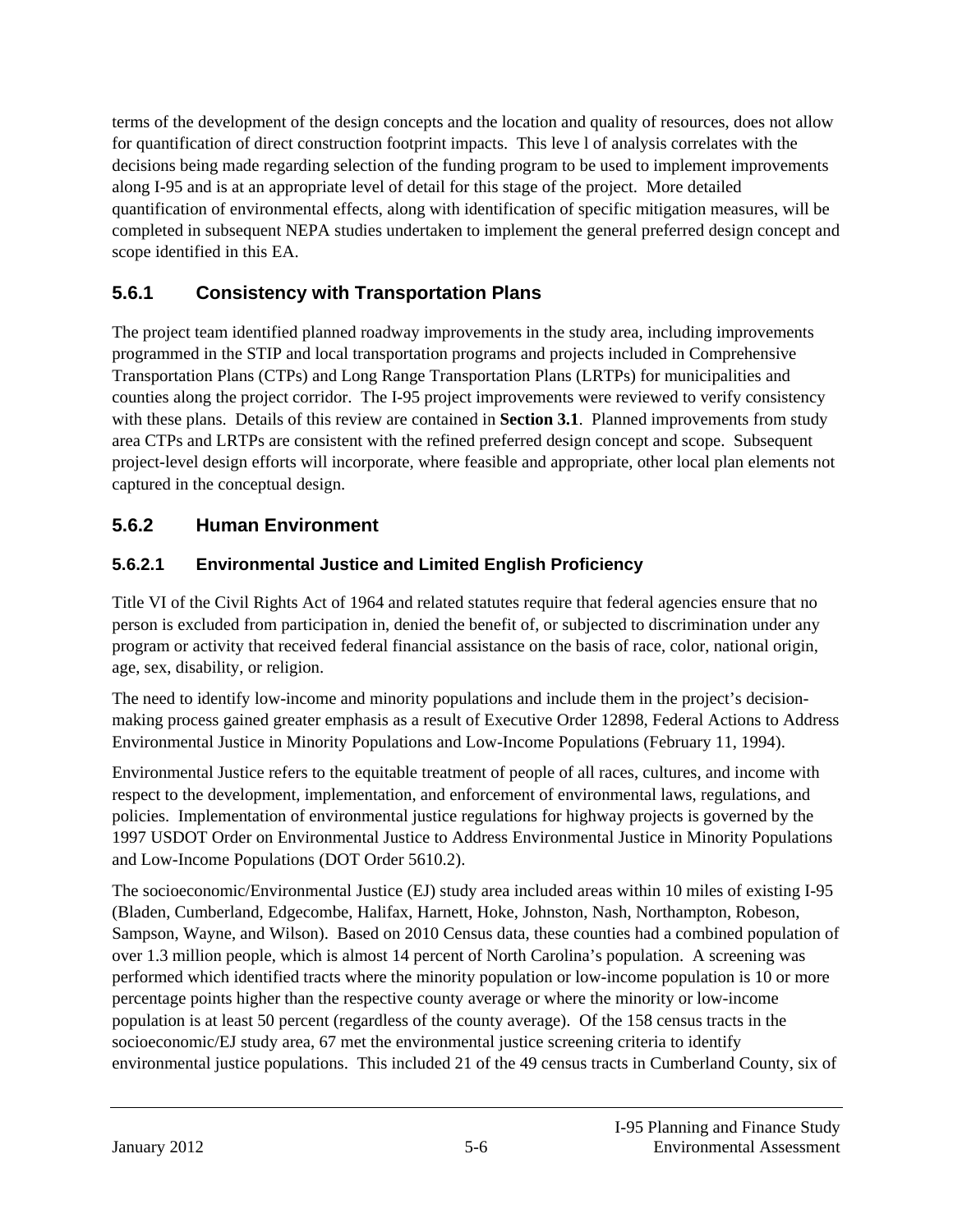terms of the development of the design concepts and the location and quality of resources, does not allow for quantification of direct construction footprint impacts. This leve l of analysis correlates with the decisions being made regarding selection of the funding program to be used to implement improvements along I-95 and is at an appropriate level of detail for this stage of the project. More detailed quantification of environmental effects, along with identification of specific mitigation measures, will be completed in subsequent NEPA studies undertaken to implement the general preferred design concept and scope identified in this EA.

### 5.6.1 Consistency with Transportation Plans

The project team identified planned roadway improvements in the study area, including improvements programmed in the STIP and local transportation programs and projects included in Comprehensive Transportation Plans (CTPs) and Long Range Transportation Plans (LRTPs) for municipalities and counties along the project corridor. The I-95 project improvements were reviewed to verify consistency with these plans. Details of this review are contained in **Section 3.1**. Planned improvements from study area CTPs and LRTPs are consistent with the refined preferred design concept and scope. Subsequent project-level design efforts will incorporate, where feasible and appropriate, other local plan elements not captured in the conceptual design.

### 5.6.2 Human Environment

#### 5.6.2.1 Environmental Justice and Limited English Proficiency

Title VI of the Civil Rights Act of 1964 and related statutes require that federal agencies ensure that no person is excluded from participation in, denied the benefit of, or subjected to discrimination under any program or activity that received federal financial assistance on the basis of race, color, national origin, age, sex, disability, or religion.

The need to identify low-income and minority populations and include them in the project's decision-making process gained greater emphasis as a result of Executive Order 12898, Federal Actions to Address Environmental Justice in Minority Populations and Low-Income Populations (February 11, 1994).

Environmental Justice refers to the equitable treatment of people of all races, cultures, and income with respect to the development, implementation, and enforcement of environmental laws, regulations, and policies. Implementation of environmental justice regulations for highway projects is governed by the 1997 USDOT Order on Environmental Justice to Address Environmental Justice in Minority Populations and Low-Income Populations (DOT Order 5610.2).

The socioeconomic/Environmental Justice (EJ) study area included areas within 10 miles of existing I-95 (Bladen, Cumberland, Edgecombe, Halifax, Harnett, Hoke, Johnston, Nash, Northampton, Robeson, Sampson, Wayne, and Wilson). Based on 2010 Census data, these counties had a combined population of over 1.3 million people, which is almost 14 percent of North Carolina's population. A screening was performed which identified tracts where the minority population or low-income population is 10 or more percentage points higher than the respective county average or where the minority or low-income population is at least 50 percent (regardless of the county average). Of the 158 census tracts in the socioeconomic/EJ study area, 67 met the environmental justice screening criteria to identify environmental justice populations. This included 21 of the 49 census tracts in Cumberland County, six of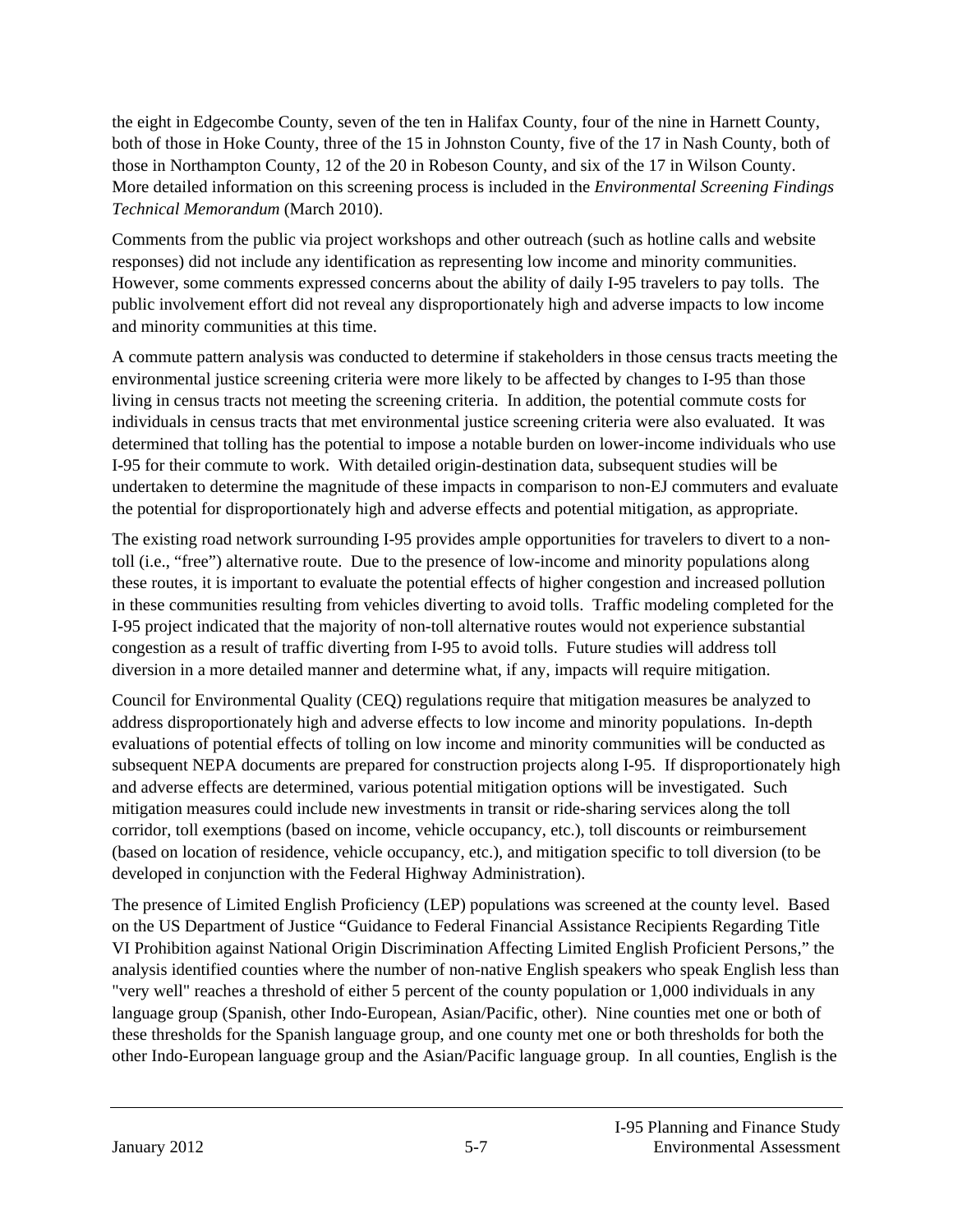the eight in Edgecombe County, seven of the ten in Halifax County, four of the nine in Harnett County, both of those in Hoke County, three of the 15 in Johnston County, five of the 17 in Nash County, both of those in Northampton County, 12 of the 20 in Robeson County, and six of the 17 in Wilson County. More detailed information on this screening process is included in the *Environmental Screening Findings Technical Memorandum* (March 2010).

Comments from the public via project workshops and other outreach (such as hotline calls and website responses) did not include any identification as representing low income and minority communities. However, some comments expressed concerns about the ability of daily I-95 travelers to pay tolls. The public involvement effort did not reveal any disproportionately high and adverse impacts to low income and minority communities at this time.

A commute pattern analysis was conducted to determine if stakeholders in those census tracts meeting the environmental justice screening criteria were more likely to be affected by changes to I-95 than those living in census tracts not meeting the screening criteria. In addition, the potential commute costs for individuals in census tracts that met environmental justice screening criteria were also evaluated. It was determined that tolling has the potential to impose a notable burden on lower-income individuals who use I-95 for their commute to work. With detailed origin-destination data, subsequent studies will be undertaken to determine the magnitude of these impacts in comparison to non-EJ commuters and evaluate the potential for disproportionately high and adverse effects and potential mitigation, as appropriate.

The existing road network surrounding I-95 provides ample opportunities for travelers to divert to a non-toll (i.e., "free") alternative route. Due to the presence of low-income and minority populations along these routes, it is important to evaluate the potential effects of higher congestion and increased pollution in these communities resulting from vehicles diverting to avoid tolls. Traffic modeling completed for the I-95 project indicated that the majority of non-toll alternative routes would not experience substantial congestion as a result of traffic diverting from I-95 to avoid tolls. Future studies will address toll diversion in a more detailed manner and determine what, if any, impacts will require mitigation.

Council for Environmental Quality (CEQ) regulations require that mitigation measures be analyzed to address disproportionately high and adverse effects to low income and minority populations. In-depth evaluations of potential effects of tolling on low income and minority communities will be conducted as subsequent NEPA documents are prepared for construction projects along I-95. If disproportionately high and adverse effects are determined, various potential mitigation options will be investigated. Such mitigation measures could include new investments in transit or ride-sharing services along the toll corridor, toll exemptions (based on income, vehicle occupancy, etc.), toll discounts or reimbursement (based on location of residence, vehicle occupancy, etc.), and mitigation specific to toll diversion (to be developed in conjunction with the Federal Highway Administration).

The presence of Limited English Proficiency (LEP) populations was screened at the county level. Based on the US Department of Justice "Guidance to Federal Financial Assistance Recipients Regarding Title VI Prohibition against National Origin Discrimination Affecting Limited English Proficient Persons," the analysis identified counties where the number of non-native English speakers who speak English less than "very well" reaches a threshold of either 5 percent of the county population or 1,000 individuals in any language group (Spanish, other Indo-European, Asian/Pacific, other). Nine counties met one or both of these thresholds for the Spanish language group, and one county met one or both thresholds for both the other Indo-European language group and the Asian/Pacific language group. In all counties, English is the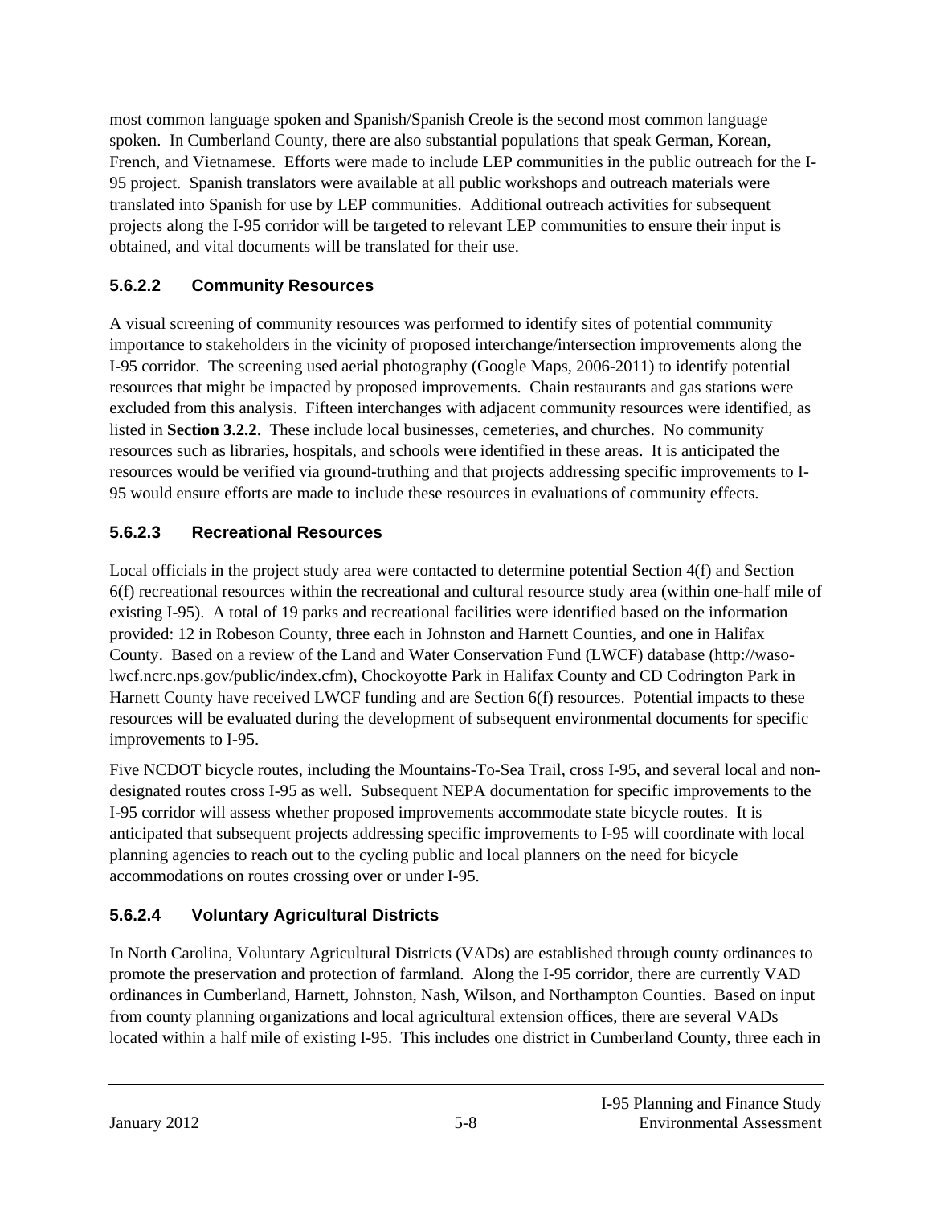most common language spoken and Spanish/Spanish Creole is the second most common language spoken. In Cumberland County, there are also substantial populations that speak German, Korean, French, and Vietnamese. Efforts were made to include LEP communities in the public outreach for the I-95 project. Spanish translators were available at all public workshops and outreach materials were translated into Spanish for use by LEP communities. Additional outreach activities for subsequent projects along the I-95 corridor will be targeted to relevant LEP communities to ensure their input is obtained, and vital documents will be translated for their use.

#### 5.6.2.2 Community Resources

A visual screening of community resources was performed to identify sites of potential community importance to stakeholders in the vicinity of proposed interchange/intersection improvements along the I-95 corridor. The screening used aerial photography (Google Maps, 2006-2011) to identify potential resources that might be impacted by proposed improvements. Chain restaurants and gas stations were excluded from this analysis. Fifteen interchanges with adjacent community resources were identified, as listed in **Section 3.2.2**. These include local businesses, cemeteries, and churches. No community resources such as libraries, hospitals, and schools were identified in these areas. It is anticipated the resources would be verified via ground-truthing and that projects addressing specific improvements to I-95 would ensure efforts are made to include these resources in evaluations of community effects.

#### 5.6.2.3 Recreational Resources

Local officials in the project study area were contacted to determine potential Section 4(f) and Section 6(f) recreational resources within the recreational and cultural resource study area (within one-half mile of existing I-95). A total of 19 parks and recreational facilities were identified based on the information provided: 12 in Robeson County, three each in Johnston and Harnett Counties, and one in Halifax County. Based on a review of the Land and Water Conservation Fund (LWCF) database (http://waso-lwcf.ncrc.nps.gov/public/index.cfm), Chockoyotte Park in Halifax County and CD Codrington Park in Harnett County have received LWCF funding and are Section 6(f) resources. Potential impacts to these resources will be evaluated during the development of subsequent environmental documents for specific improvements to I-95.

Five NCDOT bicycle routes, including the Mountains-To-Sea Trail, cross I-95, and several local and non-designated routes cross I-95 as well. Subsequent NEPA documentation for specific improvements to the I-95 corridor will assess whether proposed improvements accommodate state bicycle routes. It is anticipated that subsequent projects addressing specific improvements to I-95 will coordinate with local planning agencies to reach out to the cycling public and local planners on the need for bicycle accommodations on routes crossing over or under I-95.

#### 5.6.2.4 Voluntary Agricultural Districts

In North Carolina, Voluntary Agricultural Districts (VADs) are established through county ordinances to promote the preservation and protection of farmland. Along the I-95 corridor, there are currently VAD ordinances in Cumberland, Harnett, Johnston, Nash, Wilson, and Northampton Counties. Based on input from county planning organizations and local agricultural extension offices, there are several VADs located within a half mile of existing I-95. This includes one district in Cumberland County, three each in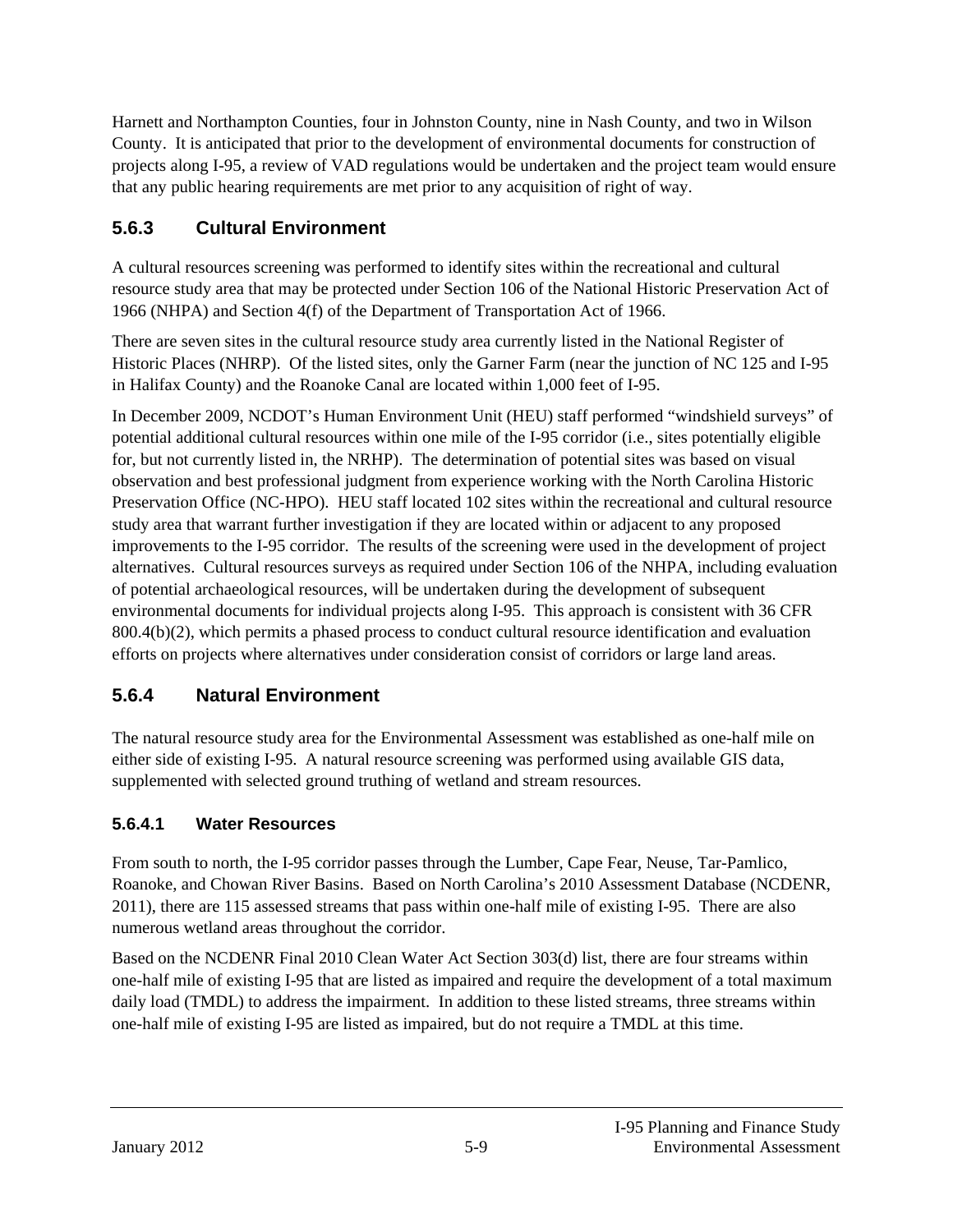Harnett and Northampton Counties, four in Johnston County, nine in Nash County, and two in Wilson County. It is anticipated that prior to the development of environmental documents for construction of projects along I-95, a review of VAD regulations would be undertaken and the project team would ensure that any public hearing requirements are met prior to any acquisition of right of way.

### 5.6.3 Cultural Environment

A cultural resources screening was performed to identify sites within the recreational and cultural resource study area that may be protected under Section 106 of the National Historic Preservation Act of 1966 (NHPA) and Section 4(f) of the Department of Transportation Act of 1966.

There are seven sites in the cultural resource study area currently listed in the National Register of Historic Places (NHRP). Of the listed sites, only the Garner Farm (near the junction of NC 125 and I-95 in Halifax County) and the Roanoke Canal are located within 1,000 feet of I-95.

In December 2009, NCDOT's Human Environment Unit (HEU) staff performed "windshield surveys" of potential additional cultural resources within one mile of the I-95 corridor (i.e., sites potentially eligible for, but not currently listed in, the NRHP). The determination of potential sites was based on visual observation and best professional judgment from experience working with the North Carolina Historic Preservation Office (NC-HPO). HEU staff located 102 sites within the recreational and cultural resource study area that warrant further investigation if they are located within or adjacent to any proposed improvements to the I-95 corridor. The results of the screening were used in the development of project alternatives. Cultural resources surveys as required under Section 106 of the NHPA, including evaluation of potential archaeological resources, will be undertaken during the development of subsequent environmental documents for individual projects along I-95. This approach is consistent with 36 CFR 800.4(b)(2), which permits a phased process to conduct cultural resource identification and evaluation efforts on projects where alternatives under consideration consist of corridors or large land areas.

### 5.6.4 Natural Environment

The natural resource study area for the Environmental Assessment was established as one-half mile on either side of existing I-95. A natural resource screening was performed using available GIS data, supplemented with selected ground truthing of wetland and stream resources.

#### 5.6.4.1 Water Resources

From south to north, the I-95 corridor passes through the Lumber, Cape Fear, Neuse, Tar-Pamlico, Roanoke, and Chowan River Basins. Based on North Carolina's 2010 Assessment Database (NCDENR, 2011), there are 115 assessed streams that pass within one-half mile of existing I-95. There are also numerous wetland areas throughout the corridor.

Based on the NCDENR Final 2010 Clean Water Act Section 303(d) list, there are four streams within one-half mile of existing I-95 that are listed as impaired and require the development of a total maximum daily load (TMDL) to address the impairment. In addition to these listed streams, three streams within one-half mile of existing I-95 are listed as impaired, but do not require a TMDL at this time.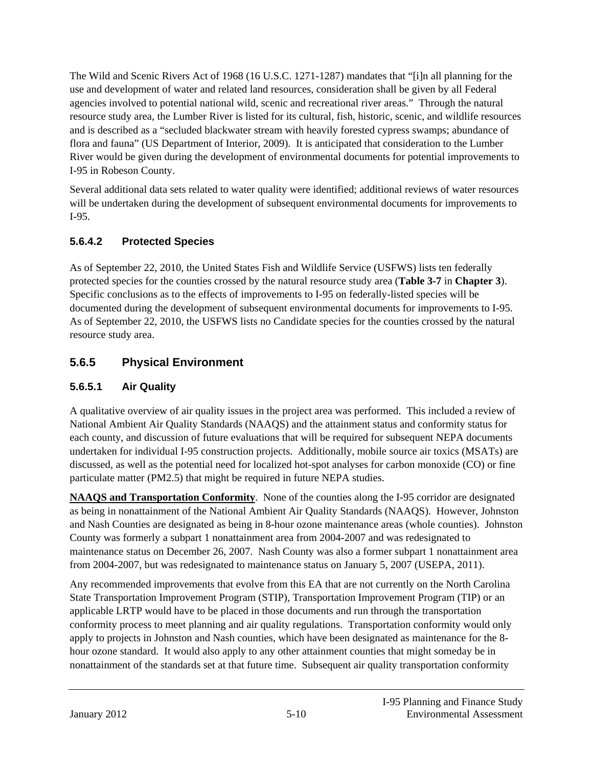The Wild and Scenic Rivers Act of 1968 (16 U.S.C. 1271-1287) mandates that "[i]n all planning for the use and development of water and related land resources, consideration shall be given by all Federal agencies involved to potential national wild, scenic and recreational river areas." Through the natural resource study area, the Lumber River is listed for its cultural, fish, historic, scenic, and wildlife resources and is described as a "secluded blackwater stream with heavily forested cypress swamps; abundance of flora and fauna" (US Department of Interior, 2009). It is anticipated that consideration to the Lumber River would be given during the development of environmental documents for potential improvements to I-95 in Robeson County.

Several additional data sets related to water quality were identified; additional reviews of water resources will be undertaken during the development of subsequent environmental documents for improvements to I-95.

#### 5.6.4.2 Protected Species

As of September 22, 2010, the United States Fish and Wildlife Service (USFWS) lists ten federally protected species for the counties crossed by the natural resource study area (**Table 3-7** in **Chapter 3**). Specific conclusions as to the effects of improvements to I-95 on federally-listed species will be documented during the development of subsequent environmental documents for improvements to I-95. As of September 22, 2010, the USFWS lists no Candidate species for the counties crossed by the natural resource study area.

### 5.6.5 Physical Environment

#### 5.6.5.1 Air Quality

A qualitative overview of air quality issues in the project area was performed. This included a review of National Ambient Air Quality Standards (NAAQS) and the attainment status and conformity status for each county, and discussion of future evaluations that will be required for subsequent NEPA documents undertaken for individual I-95 construction projects. Additionally, mobile source air toxics (MSATs) are discussed, as well as the potential need for localized hot-spot analyses for carbon monoxide (CO) or fine particulate matter (PM2.5) that might be required in future NEPA studies.

**NAAQS and Transportation Conformity**. None of the counties along the I-95 corridor are designated as being in nonattainment of the National Ambient Air Quality Standards (NAAQS). However, Johnston and Nash Counties are designated as being in 8-hour ozone maintenance areas (whole counties). Johnston County was formerly a subpart 1 nonattainment area from 2004-2007 and was redesignated to maintenance status on December 26, 2007. Nash County was also a former subpart 1 nonattainment area from 2004-2007, but was redesignated to maintenance status on January 5, 2007 (USEPA, 2011).

Any recommended improvements that evolve from this EA that are not currently on the North Carolina State Transportation Improvement Program (STIP), Transportation Improvement Program (TIP) or an applicable LRTP would have to be placed in those documents and run through the transportation conformity process to meet planning and air quality regulations. Transportation conformity would only apply to projects in Johnston and Nash counties, which have been designated as maintenance for the 8-hour ozone standard. It would also apply to any other attainment counties that might someday be in nonattainment of the standards set at that future time. Subsequent air quality transportation conformity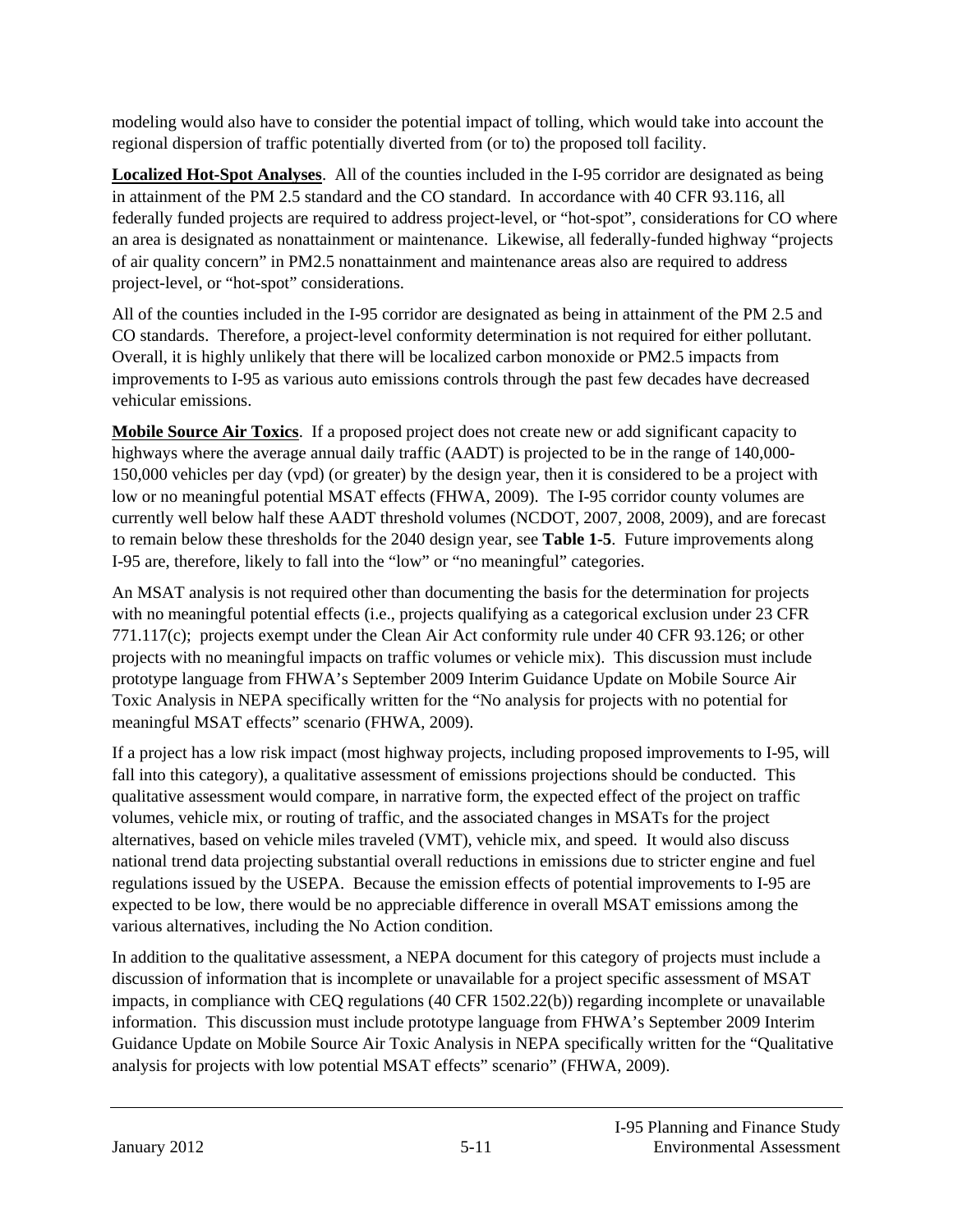modeling would also have to consider the potential impact of tolling, which would take into account the regional dispersion of traffic potentially diverted from (or to) the proposed toll facility.

**Localized Hot-Spot Analyses**. All of the counties included in the I-95 corridor are designated as being in attainment of the PM 2.5 standard and the CO standard. In accordance with 40 CFR 93.116, all federally funded projects are required to address project-level, or "hot-spot", considerations for CO where an area is designated as nonattainment or maintenance. Likewise, all federally-funded highway "projects of air quality concern" in PM2.5 nonattainment and maintenance areas also are required to address project-level, or "hot-spot" considerations.

All of the counties included in the I-95 corridor are designated as being in attainment of the PM 2.5 and CO standards. Therefore, a project-level conformity determination is not required for either pollutant. Overall, it is highly unlikely that there will be localized carbon monoxide or PM2.5 impacts from improvements to I-95 as various auto emissions controls through the past few decades have decreased vehicular emissions.

**Mobile Source Air Toxics**. If a proposed project does not create new or add significant capacity to highways where the average annual daily traffic (AADT) is projected to be in the range of 140,000-150,000 vehicles per day (vpd) (or greater) by the design year, then it is considered to be a project with low or no meaningful potential MSAT effects (FHWA, 2009). The I-95 corridor county volumes are currently well below half these AADT threshold volumes (NCDOT, 2007, 2008, 2009), and are forecast to remain below these thresholds for the 2040 design year, see **Table 1-5**. Future improvements along I-95 are, therefore, likely to fall into the "low" or "no meaningful" categories.

An MSAT analysis is not required other than documenting the basis for the determination for projects with no meaningful potential effects (i.e., projects qualifying as a categorical exclusion under 23 CFR 771.117(c); projects exempt under the Clean Air Act conformity rule under 40 CFR 93.126; or other projects with no meaningful impacts on traffic volumes or vehicle mix). This discussion must include prototype language from FHWA's September 2009 Interim Guidance Update on Mobile Source Air Toxic Analysis in NEPA specifically written for the "No analysis for projects with no potential for meaningful MSAT effects" scenario (FHWA, 2009).

If a project has a low risk impact (most highway projects, including proposed improvements to I-95, will fall into this category), a qualitative assessment of emissions projections should be conducted. This qualitative assessment would compare, in narrative form, the expected effect of the project on traffic volumes, vehicle mix, or routing of traffic, and the associated changes in MSATs for the project alternatives, based on vehicle miles traveled (VMT), vehicle mix, and speed. It would also discuss national trend data projecting substantial overall reductions in emissions due to stricter engine and fuel regulations issued by the USEPA. Because the emission effects of potential improvements to I-95 are expected to be low, there would be no appreciable difference in overall MSAT emissions among the various alternatives, including the No Action condition.

In addition to the qualitative assessment, a NEPA document for this category of projects must include a discussion of information that is incomplete or unavailable for a project specific assessment of MSAT impacts, in compliance with CEQ regulations (40 CFR 1502.22(b)) regarding incomplete or unavailable information. This discussion must include prototype language from FHWA's September 2009 Interim Guidance Update on Mobile Source Air Toxic Analysis in NEPA specifically written for the "Qualitative analysis for projects with low potential MSAT effects" scenario" (FHWA, 2009).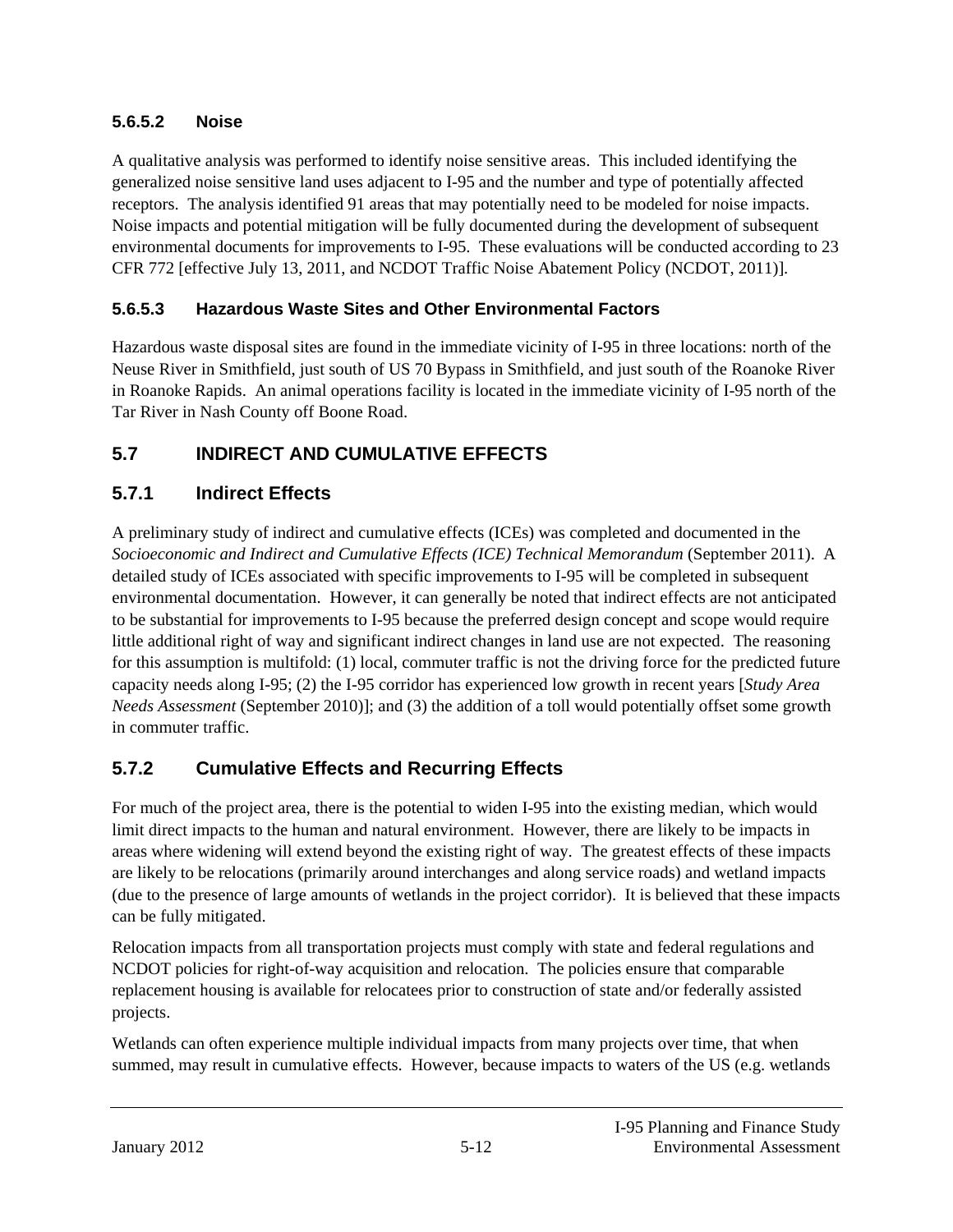#### 5.6.5.2 Noise

A qualitative analysis was performed to identify noise sensitive areas. This included identifying the generalized noise sensitive land uses adjacent to I-95 and the number and type of potentially affected receptors. The analysis identified 91 areas that may potentially need to be modeled for noise impacts. Noise impacts and potential mitigation will be fully documented during the development of subsequent environmental documents for improvements to I-95. These evaluations will be conducted according to 23 CFR 772 [effective July 13, 2011, and NCDOT Traffic Noise Abatement Policy (NCDOT, 2011)].

#### 5.6.5.3 Hazardous Waste Sites and Other Environmental Factors

Hazardous waste disposal sites are found in the immediate vicinity of I-95 in three locations: north of the Neuse River in Smithfield, just south of US 70 Bypass in Smithfield, and just south of the Roanoke River in Roanoke Rapids. An animal operations facility is located in the immediate vicinity of I-95 north of the Tar River in Nash County off Boone Road.

## 5.7 INDIRECT AND CUMULATIVE EFFECTS

### 5.7.1 Indirect Effects

A preliminary study of indirect and cumulative effects (ICEs) was completed and documented in the *Socioeconomic and Indirect and Cumulative Effects (ICE) Technical Memorandum* (September 2011). A detailed study of ICEs associated with specific improvements to I-95 will be completed in subsequent environmental documentation. However, it can generally be noted that indirect effects are not anticipated to be substantial for improvements to I-95 because the preferred design concept and scope would require little additional right of way and significant indirect changes in land use are not expected. The reasoning for this assumption is multifold: (1) local, commuter traffic is not the driving force for the predicted future capacity needs along I-95; (2) the I-95 corridor has experienced low growth in recent years [*Study Area Needs Assessment* (September 2010)]; and (3) the addition of a toll would potentially offset some growth in commuter traffic.

### 5.7.2 Cumulative Effects and Recurring Effects

For much of the project area, there is the potential to widen I-95 into the existing median, which would limit direct impacts to the human and natural environment. However, there are likely to be impacts in areas where widening will extend beyond the existing right of way. The greatest effects of these impacts are likely to be relocations (primarily around interchanges and along service roads) and wetland impacts (due to the presence of large amounts of wetlands in the project corridor). It is believed that these impacts can be fully mitigated.

Relocation impacts from all transportation projects must comply with state and federal regulations and NCDOT policies for right-of-way acquisition and relocation. The policies ensure that comparable replacement housing is available for relocatees prior to construction of state and/or federally assisted projects.

Wetlands can often experience multiple individual impacts from many projects over time, that when summed, may result in cumulative effects. However, because impacts to waters of the US (e.g. wetlands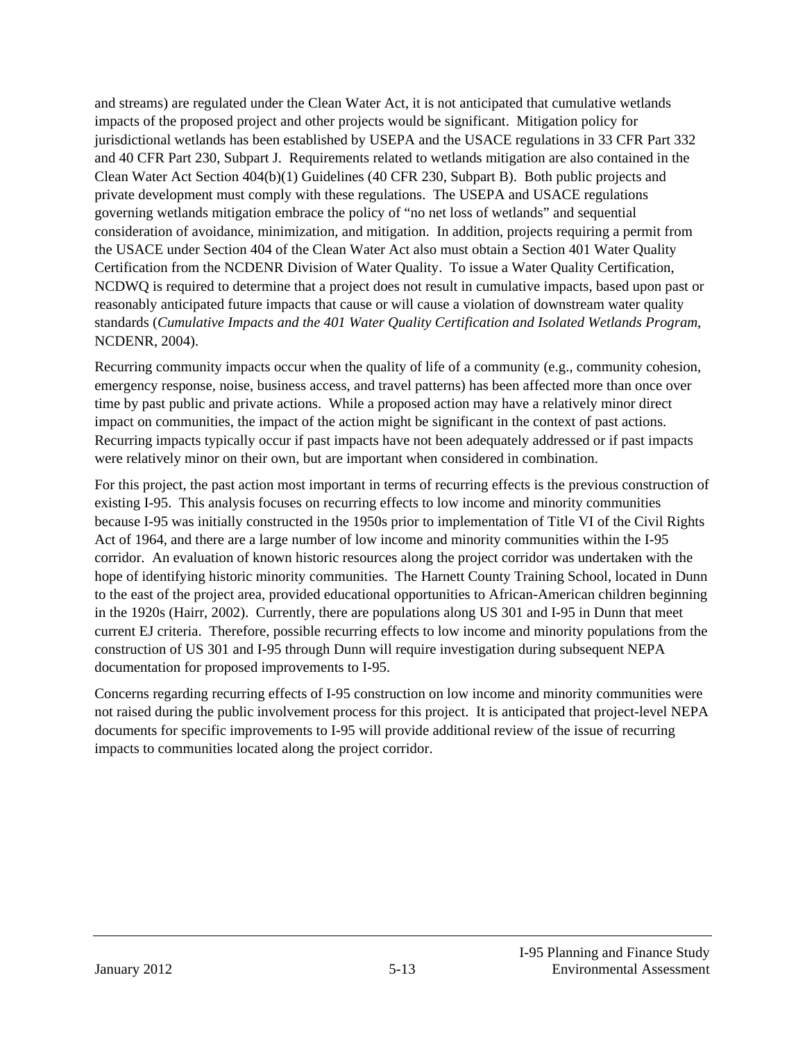and streams) are regulated under the Clean Water Act, it is not anticipated that cumulative wetlands impacts of the proposed project and other projects would be significant. Mitigation policy for jurisdictional wetlands has been established by USEPA and the USACE regulations in 33 CFR Part 332 and 40 CFR Part 230, Subpart J. Requirements related to wetlands mitigation are also contained in the Clean Water Act Section 404(b)(1) Guidelines (40 CFR 230, Subpart B). Both public projects and private development must comply with these regulations. The USEPA and USACE regulations governing wetlands mitigation embrace the policy of "no net loss of wetlands" and sequential consideration of avoidance, minimization, and mitigation. In addition, projects requiring a permit from the USACE under Section 404 of the Clean Water Act also must obtain a Section 401 Water Quality Certification from the NCDENR Division of Water Quality. To issue a Water Quality Certification, NCDWQ is required to determine that a project does not result in cumulative impacts, based upon past or reasonably anticipated future impacts that cause or will cause a violation of downstream water quality standards (*Cumulative Impacts and the 401 Water Quality Certification and Isolated Wetlands Program*, NCDENR, 2004).

Recurring community impacts occur when the quality of life of a community (e.g., community cohesion, emergency response, noise, business access, and travel patterns) has been affected more than once over time by past public and private actions. While a proposed action may have a relatively minor direct impact on communities, the impact of the action might be significant in the context of past actions. Recurring impacts typically occur if past impacts have not been adequately addressed or if past impacts were relatively minor on their own, but are important when considered in combination.

For this project, the past action most important in terms of recurring effects is the previous construction of existing I-95. This analysis focuses on recurring effects to low income and minority communities because I-95 was initially constructed in the 1950s prior to implementation of Title VI of the Civil Rights Act of 1964, and there are a large number of low income and minority communities within the I-95 corridor. An evaluation of known historic resources along the project corridor was undertaken with the hope of identifying historic minority communities. The Harnett County Training School, located in Dunn to the east of the project area, provided educational opportunities to African-American children beginning in the 1920s (Hairr, 2002). Currently, there are populations along US 301 and I-95 in Dunn that meet current EJ criteria. Therefore, possible recurring effects to low income and minority populations from the construction of US 301 and I-95 through Dunn will require investigation during subsequent NEPA documentation for proposed improvements to I-95.

Concerns regarding recurring effects of I-95 construction on low income and minority communities were not raised during the public involvement process for this project. It is anticipated that project-level NEPA documents for specific improvements to I-95 will provide additional review of the issue of recurring impacts to communities located along the project corridor.